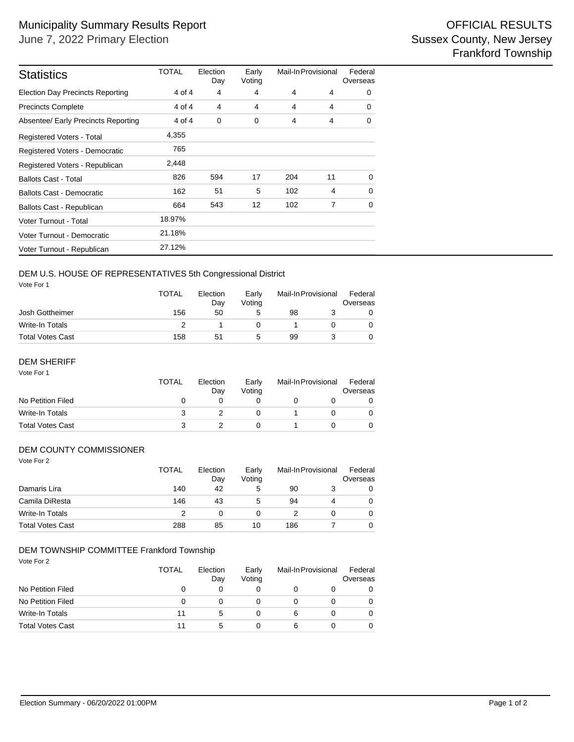# Municipality Summary Results Report

June 7, 2022 Primary Election

OFFICIAL RESULTS
Sussex County, New Jersey
Frankford Township

| Statistics | TOTAL | Election Day | Early Voting | Mail-In | Provisional | Federal Overseas |
|---|---|---|---|---|---|---|
| Election Day Precincts Reporting | 4 of 4 | 4 | 4 | 4 | 4 | 0 |
| Precincts Complete | 4 of 4 | 4 | 4 | 4 | 4 | 0 |
| Absentee/ Early Precincts Reporting | 4 of 4 | 0 | 0 | 4 | 4 | 0 |
| Registered Voters - Total | 4,355 | | | | | |
| Registered Voters - Democratic | 765 | | | | | |
| Registered Voters - Republican | 2,448 | | | | | |
| Ballots Cast - Total | 826 | 594 | 17 | 204 | 11 | 0 |
| Ballots Cast - Democratic | 162 | 51 | 5 | 102 | 4 | 0 |
| Ballots Cast - Republican | 664 | 543 | 12 | 102 | 7 | 0 |
| Voter Turnout - Total | 18.97% | | | | | |
| Voter Turnout - Democratic | 21.18% | | | | | |
| Voter Turnout - Republican | 27.12% | | | | | |

## DEM U.S. HOUSE OF REPRESENTATIVES 5th Congressional District

Vote For 1

| | TOTAL | Election Day | Early Voting | Mail-In | Provisional | Federal Overseas |
|---|---|---|---|---|---|---|
| Josh Gottheimer | 156 | 50 | 5 | 98 | 3 | 0 |
| Write-In Totals | 2 | 1 | 0 | 1 | 0 | 0 |
| Total Votes Cast | 158 | 51 | 5 | 99 | 3 | 0 |

## DEM SHERIFF

Vote For 1

| | TOTAL | Election Day | Early Voting | Mail-In | Provisional | Federal Overseas |
|---|---|---|---|---|---|---|
| No Petition Filed | 0 | 0 | 0 | 0 | 0 | 0 |
| Write-In Totals | 3 | 2 | 0 | 1 | 0 | 0 |
| Total Votes Cast | 3 | 2 | 0 | 1 | 0 | 0 |

## DEM COUNTY COMMISSIONER

Vote For 2

| | TOTAL | Election Day | Early Voting | Mail-In | Provisional | Federal Overseas |
|---|---|---|---|---|---|---|
| Damaris Lira | 140 | 42 | 5 | 90 | 3 | 0 |
| Camila DiResta | 146 | 43 | 5 | 94 | 4 | 0 |
| Write-In Totals | 2 | 0 | 0 | 2 | 0 | 0 |
| Total Votes Cast | 288 | 85 | 10 | 186 | 7 | 0 |

## DEM TOWNSHIP COMMITTEE Frankford Township

Vote For 2

| | TOTAL | Election Day | Early Voting | Mail-In | Provisional | Federal Overseas |
|---|---|---|---|---|---|---|
| No Petition Filed | 0 | 0 | 0 | 0 | 0 | 0 |
| No Petition Filed | 0 | 0 | 0 | 0 | 0 | 0 |
| Write-In Totals | 11 | 5 | 0 | 6 | 0 | 0 |
| Total Votes Cast | 11 | 5 | 0 | 6 | 0 | 0 |

Election Summary - 06/20/2022 01:00PM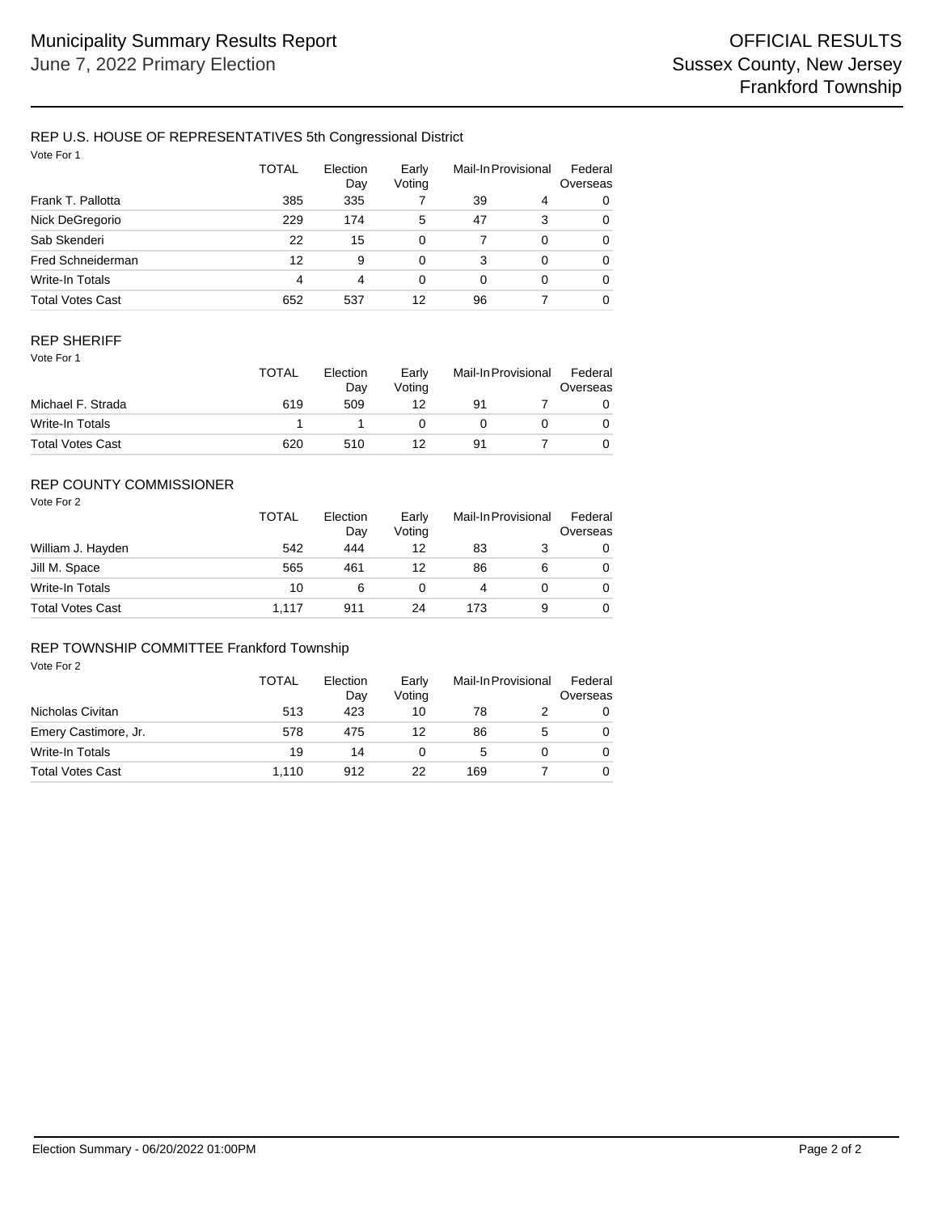# Municipality Summary Results Report

June 7, 2022 Primary Election

OFFICIAL RESULTS
Sussex County, New Jersey
Frankford Township

## REP U.S. HOUSE OF REPRESENTATIVES 5th Congressional District

Vote For 1

| | TOTAL | Election Day | Early Voting | Mail-In | Provisional | Federal Overseas |
|---|---|---|---|---|---|---|
| Frank T. Pallotta | 385 | 335 | 7 | 39 | 4 | 0 |
| Nick DeGregorio | 229 | 174 | 5 | 47 | 3 | 0 |
| Sab Skenderi | 22 | 15 | 0 | 7 | 0 | 0 |
| Fred Schneiderman | 12 | 9 | 0 | 3 | 0 | 0 |
| Write-In Totals | 4 | 4 | 0 | 0 | 0 | 0 |
| Total Votes Cast | 652 | 537 | 12 | 96 | 7 | 0 |

## REP SHERIFF

Vote For 1

| | TOTAL | Election Day | Early Voting | Mail-In | Provisional | Federal Overseas |
|---|---|---|---|---|---|---|
| Michael F. Strada | 619 | 509 | 12 | 91 | 7 | 0 |
| Write-In Totals | 1 | 1 | 0 | 0 | 0 | 0 |
| Total Votes Cast | 620 | 510 | 12 | 91 | 7 | 0 |

## REP COUNTY COMMISSIONER

Vote For 2

| | TOTAL | Election Day | Early Voting | Mail-In | Provisional | Federal Overseas |
|---|---|---|---|---|---|---|
| William J. Hayden | 542 | 444 | 12 | 83 | 3 | 0 |
| Jill M. Space | 565 | 461 | 12 | 86 | 6 | 0 |
| Write-In Totals | 10 | 6 | 0 | 4 | 0 | 0 |
| Total Votes Cast | 1,117 | 911 | 24 | 173 | 9 | 0 |

## REP TOWNSHIP COMMITTEE Frankford Township

Vote For 2

| | TOTAL | Election Day | Early Voting | Mail-In | Provisional | Federal Overseas |
|---|---|---|---|---|---|---|
| Nicholas Civitan | 513 | 423 | 10 | 78 | 2 | 0 |
| Emery Castimore, Jr. | 578 | 475 | 12 | 86 | 5 | 0 |
| Write-In Totals | 19 | 14 | 0 | 5 | 0 | 0 |
| Total Votes Cast | 1,110 | 912 | 22 | 169 | 7 | 0 |

Election Summary - 06/20/2022 01:00PM